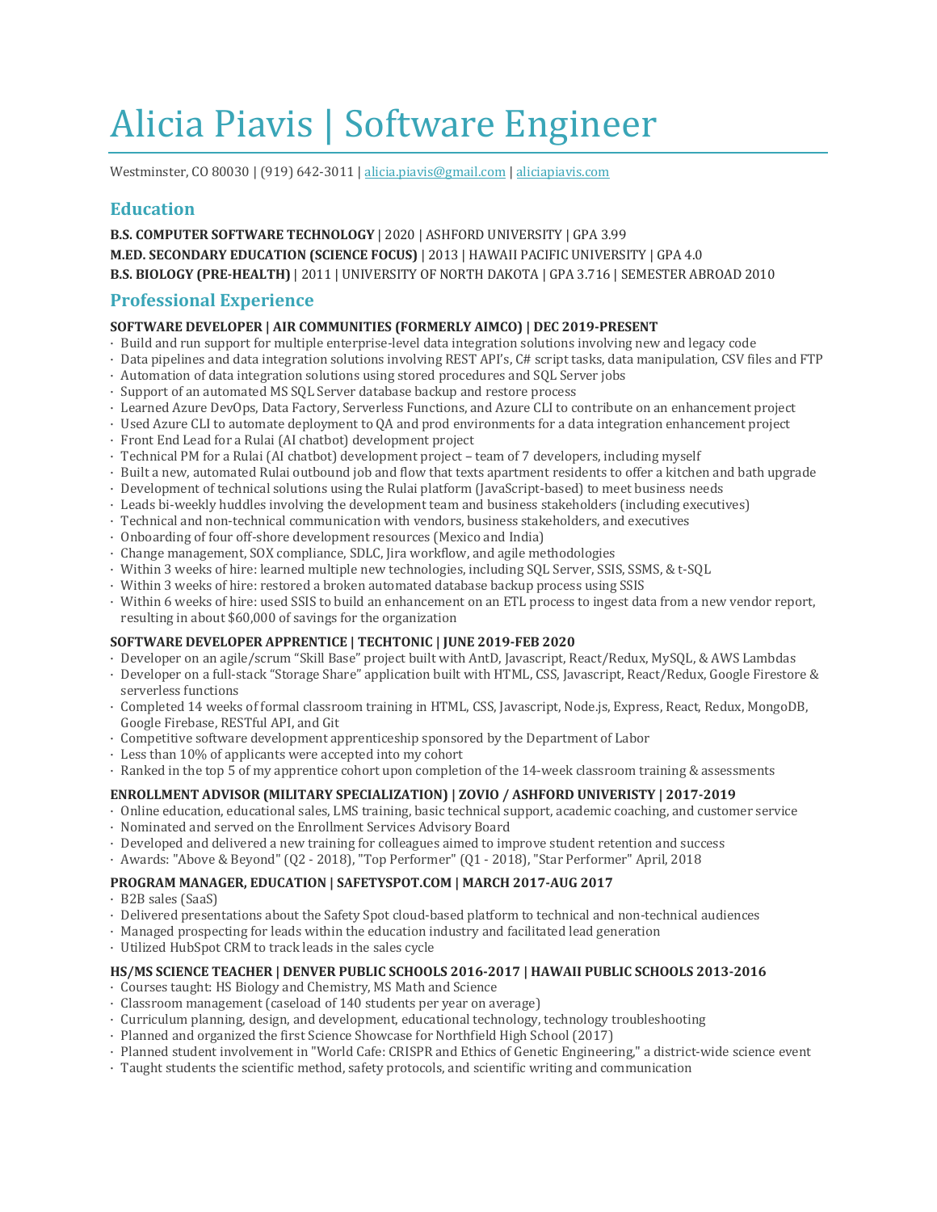# Alicia Piavis | Software Engineer

Westminster, CO 80030 | (919) 642-3011 | alicia.piavis@gmail.com | aliciapiavis.com

## Education

**B.S. COMPUTER SOFTWARE TECHNOLOGY** | 2020 | ASHFORD UNIVERSITY | GPA 3.99

**M.ED. SECONDARY EDUCATION (SCIENCE FOCUS)** | 2013 | HAWAII PACIFIC UNIVERSITY | GPA 4.0

**B.S. BIOLOGY (PRE-HEALTH)** | 2011 | UNIVERSITY OF NORTH DAKOTA | GPA 3.716 | SEMESTER ABROAD 2010

## Professional Experience

**SOFTWARE DEVELOPER | AIR COMMUNITIES (FORMERLY AIMCO) | DEC 2019-PRESENT**

- Build and run support for multiple enterprise-level data integration solutions involving new and legacy code
- Data pipelines and data integration solutions involving REST API's, C# script tasks, data manipulation, CSV files and FTP
- Automation of data integration solutions using stored procedures and SQL Server jobs
- Support of an automated MS SQL Server database backup and restore process
- Learned Azure DevOps, Data Factory, Serverless Functions, and Azure CLI to contribute on an enhancement project
- Used Azure CLI to automate deployment to QA and prod environments for a data integration enhancement project
- Front End Lead for a Rulai (AI chatbot) development project
- Technical PM for a Rulai (AI chatbot) development project – team of 7 developers, including myself
- Built a new, automated Rulai outbound job and flow that texts apartment residents to offer a kitchen and bath upgrade
- Development of technical solutions using the Rulai platform (JavaScript-based) to meet business needs
- Leads bi-weekly huddles involving the development team and business stakeholders (including executives)
- Technical and non-technical communication with vendors, business stakeholders, and executives
- Onboarding of four off-shore development resources (Mexico and India)
- Change management, SOX compliance, SDLC, Jira workflow, and agile methodologies
- Within 3 weeks of hire: learned multiple new technologies, including SQL Server, SSIS, SSMS, & t-SQL
- Within 3 weeks of hire: restored a broken automated database backup process using SSIS
- Within 6 weeks of hire: used SSIS to build an enhancement on an ETL process to ingest data from a new vendor report, resulting in about $60,000 of savings for the organization

**SOFTWARE DEVELOPER APPRENTICE | TECHTONIC | JUNE 2019-FEB 2020**

- Developer on an agile/scrum "Skill Base" project built with AntD, Javascript, React/Redux, MySQL, & AWS Lambdas
- Developer on a full-stack "Storage Share" application built with HTML, CSS, Javascript, React/Redux, Google Firestore & serverless functions
- Completed 14 weeks of formal classroom training in HTML, CSS, Javascript, Node.js, Express, React, Redux, MongoDB, Google Firebase, RESTful API, and Git
- Competitive software development apprenticeship sponsored by the Department of Labor
- Less than 10% of applicants were accepted into my cohort
- Ranked in the top 5 of my apprentice cohort upon completion of the 14-week classroom training & assessments

**ENROLLMENT ADVISOR (MILITARY SPECIALIZATION) | ZOVIO / ASHFORD UNIVERIISTY | 2017-2019**

- Online education, educational sales, LMS training, basic technical support, academic coaching, and customer service
- Nominated and served on the Enrollment Services Advisory Board
- Developed and delivered a new training for colleagues aimed to improve student retention and success
- Awards: "Above & Beyond" (Q2 - 2018), "Top Performer" (Q1 - 2018), "Star Performer" April, 2018

**PROGRAM MANAGER, EDUCATION | SAFETYSPOT.COM | MARCH 2017-AUG 2017**

- B2B sales (SaaS)
- Delivered presentations about the Safety Spot cloud-based platform to technical and non-technical audiences
- Managed prospecting for leads within the education industry and facilitated lead generation
- Utilized HubSpot CRM to track leads in the sales cycle

**HS/MS SCIENCE TEACHER | DENVER PUBLIC SCHOOLS 2016-2017 | HAWAII PUBLIC SCHOOLS 2013-2016**

- Courses taught: HS Biology and Chemistry, MS Math and Science
- Classroom management (caseload of 140 students per year on average)
- Curriculum planning, design, and development, educational technology, technology troubleshooting
- Planned and organized the first Science Showcase for Northfield High School (2017)
- Planned student involvement in "World Cafe: CRISPR and Ethics of Genetic Engineering," a district-wide science event
- Taught students the scientific method, safety protocols, and scientific writing and communication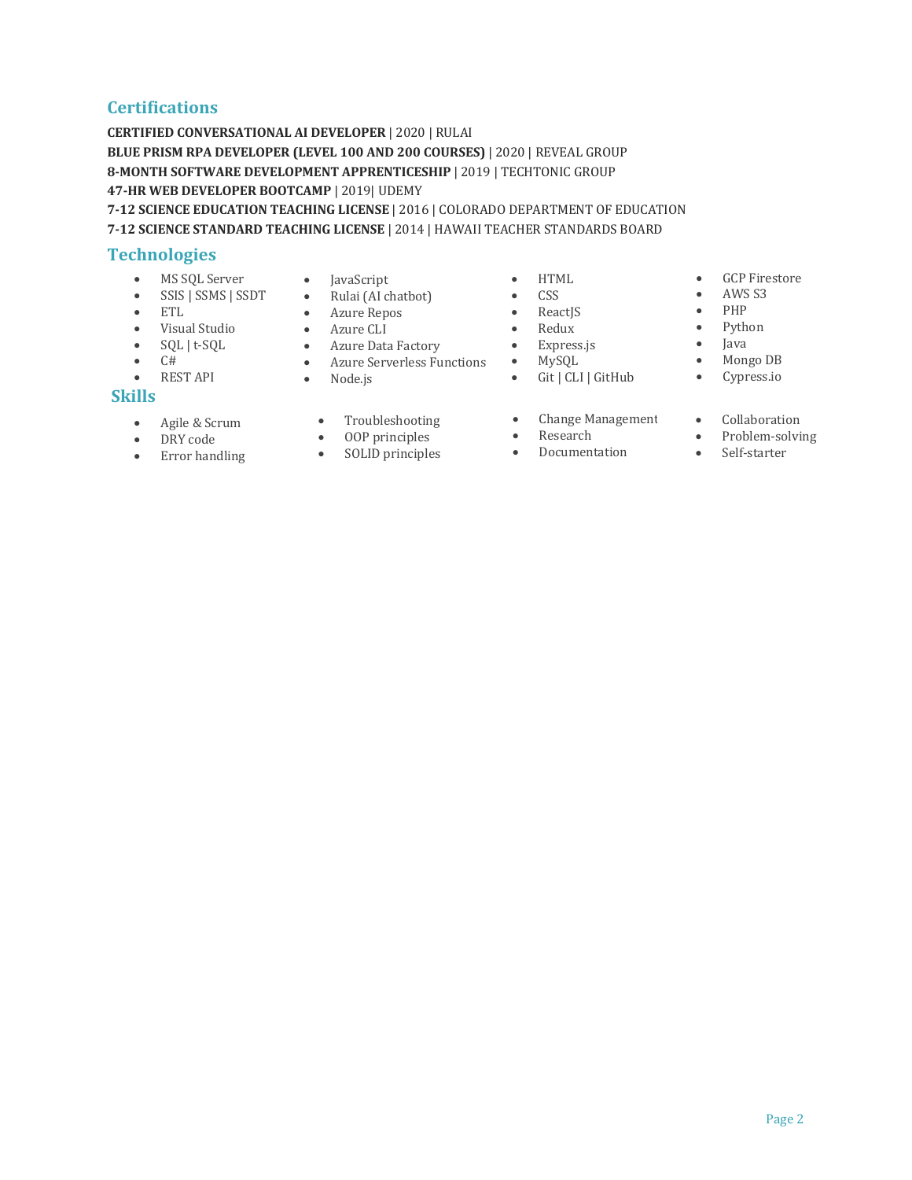## Certifications

**CERTIFIED CONVERSATIONAL AI DEVELOPER** | 2020 | RULAI
**BLUE PRISM RPA DEVELOPER (LEVEL 100 AND 200 COURSES)** | 2020 | REVEAL GROUP
**8-MONTH SOFTWARE DEVELOPMENT APPRENTICESHIP** | 2019 | TECHTONIC GROUP
**47-HR WEB DEVELOPER BOOTCAMP** | 2019| UDEMY
**7-12 SCIENCE EDUCATION TEACHING LICENSE** | 2016 | COLORADO DEPARTMENT OF EDUCATION
**7-12 SCIENCE STANDARD TEACHING LICENSE** | 2014 | HAWAII TEACHER STANDARDS BOARD

## Technologies

- MS SQL Server
- SSIS | SSMS | SSDT
- ETL
- Visual Studio
- SQL | t-SQL
- C#
- REST API
- JavaScript
- Rulai (AI chatbot)
- Azure Repos
- Azure CLI
- Azure Data Factory
- Azure Serverless Functions
- Node.js
- HTML
- CSS
- ReactJS
- Redux
- Express.js
- MySQL
- Git | CLI | GitHub
- GCP Firestore
- AWS S3
- PHP
- Python
- Java
- Mongo DB
- Cypress.io

## Skills

- Agile & Scrum
- DRY code
- Error handling
- Troubleshooting
- OOP principles
- SOLID principles
- Change Management
- Research
- Documentation
- Collaboration
- Problem-solving
- Self-starter